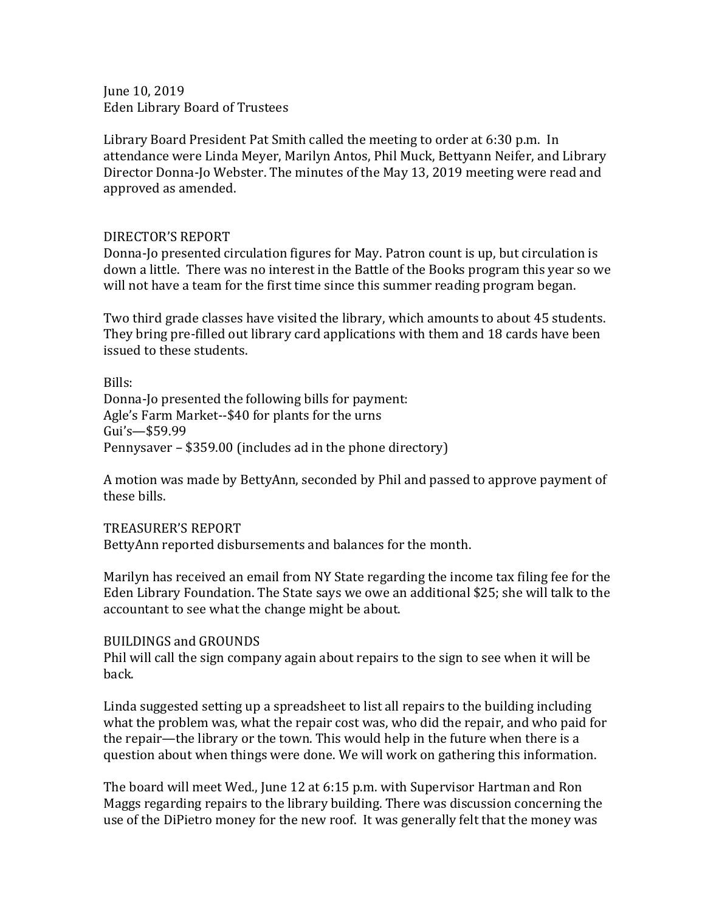June 10, 2019
Eden Library Board of Trustees

Library Board President Pat Smith called the meeting to order at 6:30 p.m. In attendance were Linda Meyer, Marilyn Antos, Phil Muck, Bettyann Neifer, and Library Director Donna-Jo Webster. The minutes of the May 13, 2019 meeting were read and approved as amended.

DIRECTOR'S REPORT
Donna-Jo presented circulation figures for May. Patron count is up, but circulation is down a little. There was no interest in the Battle of the Books program this year so we will not have a team for the first time since this summer reading program began.

Two third grade classes have visited the library, which amounts to about 45 students. They bring pre-filled out library card applications with them and 18 cards have been issued to these students.

Bills:
Donna-Jo presented the following bills for payment:
Agle's Farm Market--$40 for plants for the urns
Gui's—$59.99
Pennysaver – $359.00 (includes ad in the phone directory)

A motion was made by BettyAnn, seconded by Phil and passed to approve payment of these bills.

TREASURER'S REPORT
BettyAnn reported disbursements and balances for the month.

Marilyn has received an email from NY State regarding the income tax filing fee for the Eden Library Foundation. The State says we owe an additional $25; she will talk to the accountant to see what the change might be about.

BUILDINGS and GROUNDS
Phil will call the sign company again about repairs to the sign to see when it will be back.

Linda suggested setting up a spreadsheet to list all repairs to the building including what the problem was, what the repair cost was, who did the repair, and who paid for the repair—the library or the town. This would help in the future when there is a question about when things were done. We will work on gathering this information.

The board will meet Wed., June 12 at 6:15 p.m. with Supervisor Hartman and Ron Maggs regarding repairs to the library building. There was discussion concerning the use of the DiPietro money for the new roof. It was generally felt that the money was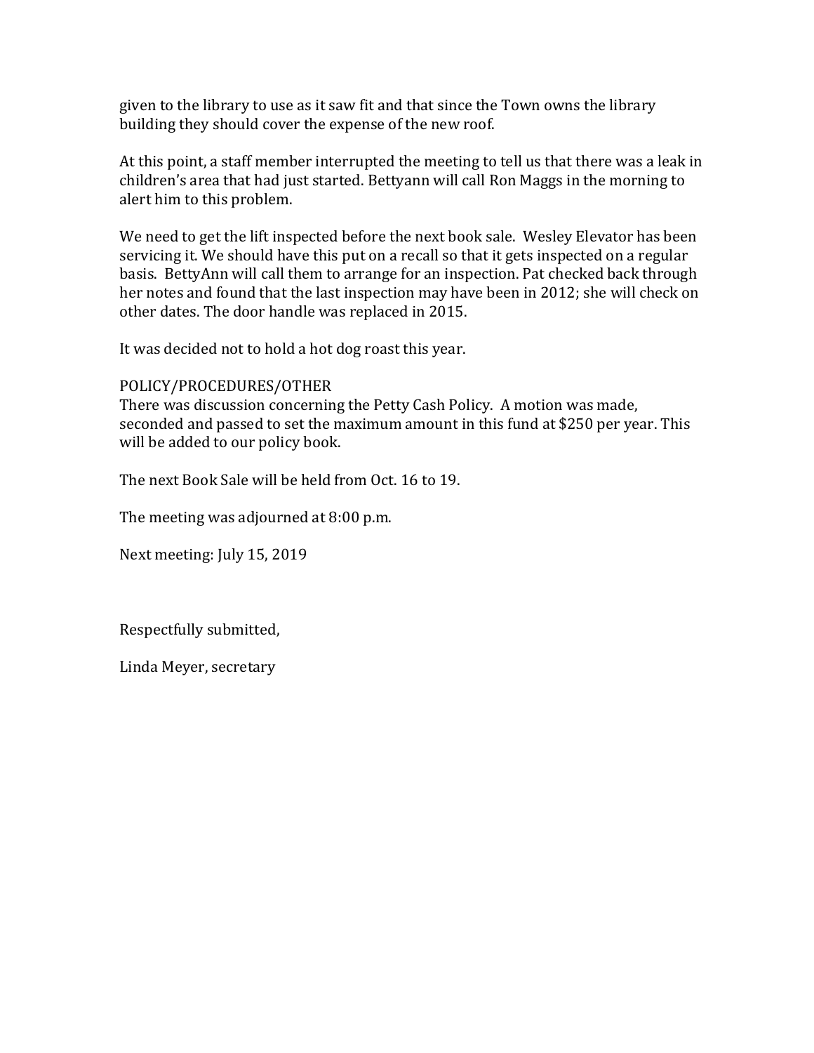given to the library to use as it saw fit and that since the Town owns the library building they should cover the expense of the new roof.

At this point, a staff member interrupted the meeting to tell us that there was a leak in children's area that had just started. Bettyann will call Ron Maggs in the morning to alert him to this problem.

We need to get the lift inspected before the next book sale. Wesley Elevator has been servicing it. We should have this put on a recall so that it gets inspected on a regular basis. BettyAnn will call them to arrange for an inspection. Pat checked back through her notes and found that the last inspection may have been in 2012; she will check on other dates. The door handle was replaced in 2015.

It was decided not to hold a hot dog roast this year.

POLICY/PROCEDURES/OTHER

There was discussion concerning the Petty Cash Policy. A motion was made, seconded and passed to set the maximum amount in this fund at $250 per year. This will be added to our policy book.

The next Book Sale will be held from Oct. 16 to 19.

The meeting was adjourned at 8:00 p.m.

Next meeting: July 15, 2019

Respectfully submitted,

Linda Meyer, secretary